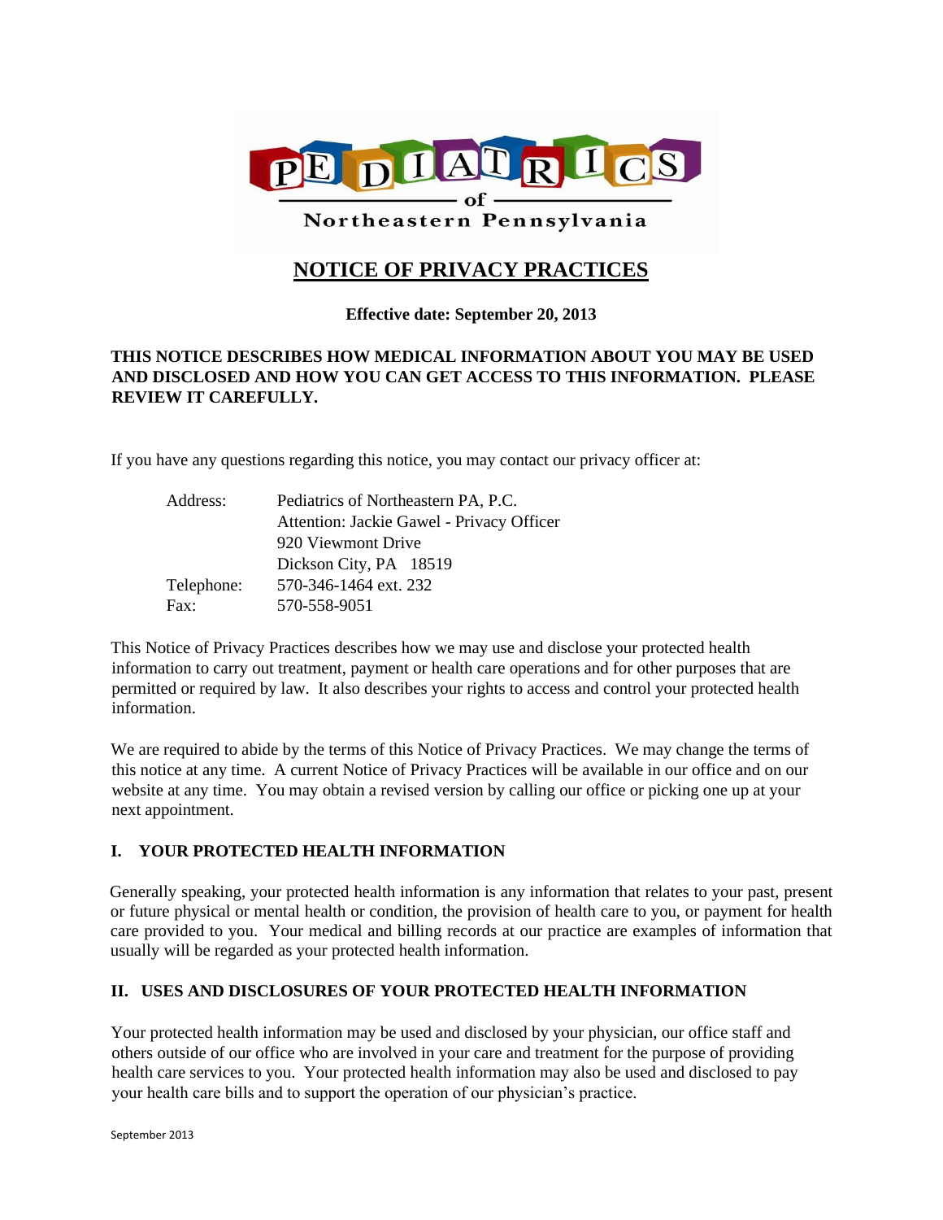PEDIATRICS of Northeastern Pennsylvania

# NOTICE OF PRIVACY PRACTICES

**Effective date: September 20, 2013**

**THIS NOTICE DESCRIBES HOW MEDICAL INFORMATION ABOUT YOU MAY BE USED AND DISCLOSED AND HOW YOU CAN GET ACCESS TO THIS INFORMATION. PLEASE REVIEW IT CAREFULLY.**

If you have any questions regarding this notice, you may contact our privacy officer at:

| | |
|---|---|
| Address: | Pediatrics of Northeastern PA, P.C. |
| | Attention: Jackie Gawel - Privacy Officer |
| | 920 Viewmont Drive |
| | Dickson City, PA 18519 |
| Telephone: | 570-346-1464 ext. 232 |
| Fax: | 570-558-9051 |

This Notice of Privacy Practices describes how we may use and disclose your protected health information to carry out treatment, payment or health care operations and for other purposes that are permitted or required by law. It also describes your rights to access and control your protected health information.

We are required to abide by the terms of this Notice of Privacy Practices. We may change the terms of this notice at any time. A current Notice of Privacy Practices will be available in our office and on our website at any time. You may obtain a revised version by calling our office or picking one up at your next appointment.

## I. YOUR PROTECTED HEALTH INFORMATION

Generally speaking, your protected health information is any information that relates to your past, present or future physical or mental health or condition, the provision of health care to you, or payment for health care provided to you. Your medical and billing records at our practice are examples of information that usually will be regarded as your protected health information.

## II. USES AND DISCLOSURES OF YOUR PROTECTED HEALTH INFORMATION

Your protected health information may be used and disclosed by your physician, our office staff and others outside of our office who are involved in your care and treatment for the purpose of providing health care services to you. Your protected health information may also be used and disclosed to pay your health care bills and to support the operation of our physician's practice.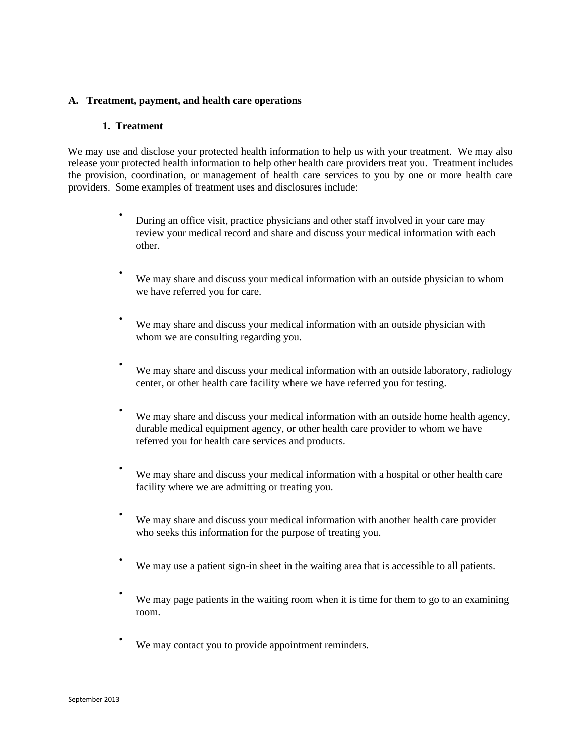## A. Treatment, payment, and health care operations

### 1. Treatment

We may use and disclose your protected health information to help us with your treatment. We may also release your protected health information to help other health care providers treat you. Treatment includes the provision, coordination, or management of health care services to you by one or more health care providers. Some examples of treatment uses and disclosures include:

- During an office visit, practice physicians and other staff involved in your care may review your medical record and share and discuss your medical information with each other.
- We may share and discuss your medical information with an outside physician to whom we have referred you for care.
- We may share and discuss your medical information with an outside physician with whom we are consulting regarding you.
- We may share and discuss your medical information with an outside laboratory, radiology center, or other health care facility where we have referred you for testing.
- We may share and discuss your medical information with an outside home health agency, durable medical equipment agency, or other health care provider to whom we have referred you for health care services and products.
- We may share and discuss your medical information with a hospital or other health care facility where we are admitting or treating you.
- We may share and discuss your medical information with another health care provider who seeks this information for the purpose of treating you.
- We may use a patient sign-in sheet in the waiting area that is accessible to all patients.
- We may page patients in the waiting room when it is time for them to go to an examining room.
- We may contact you to provide appointment reminders.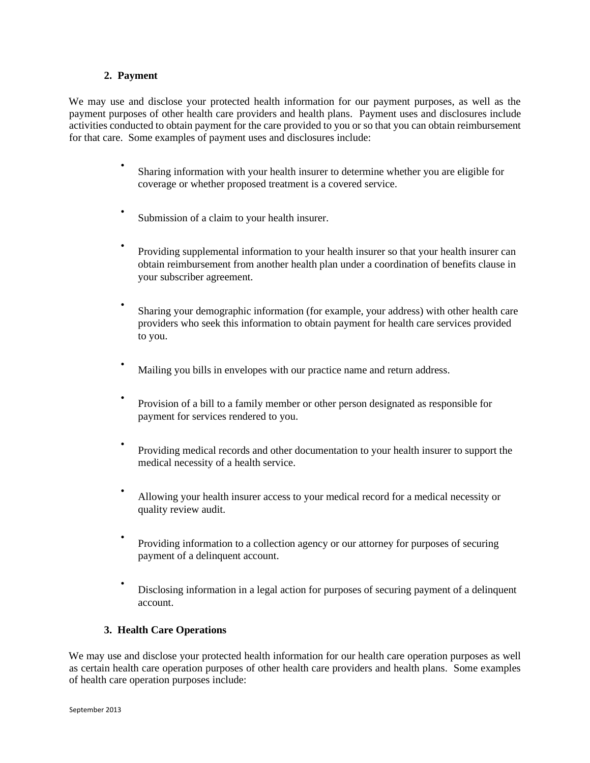**2. Payment**

We may use and disclose your protected health information for our payment purposes, as well as the payment purposes of other health care providers and health plans. Payment uses and disclosures include activities conducted to obtain payment for the care provided to you or so that you can obtain reimbursement for that care. Some examples of payment uses and disclosures include:

- Sharing information with your health insurer to determine whether you are eligible for coverage or whether proposed treatment is a covered service.
- Submission of a claim to your health insurer.
- Providing supplemental information to your health insurer so that your health insurer can obtain reimbursement from another health plan under a coordination of benefits clause in your subscriber agreement.
- Sharing your demographic information (for example, your address) with other health care providers who seek this information to obtain payment for health care services provided to you.
- Mailing you bills in envelopes with our practice name and return address.
- Provision of a bill to a family member or other person designated as responsible for payment for services rendered to you.
- Providing medical records and other documentation to your health insurer to support the medical necessity of a health service.
- Allowing your health insurer access to your medical record for a medical necessity or quality review audit.
- Providing information to a collection agency or our attorney for purposes of securing payment of a delinquent account.
- Disclosing information in a legal action for purposes of securing payment of a delinquent account.

**3. Health Care Operations**

We may use and disclose your protected health information for our health care operation purposes as well as certain health care operation purposes of other health care providers and health plans. Some examples of health care operation purposes include: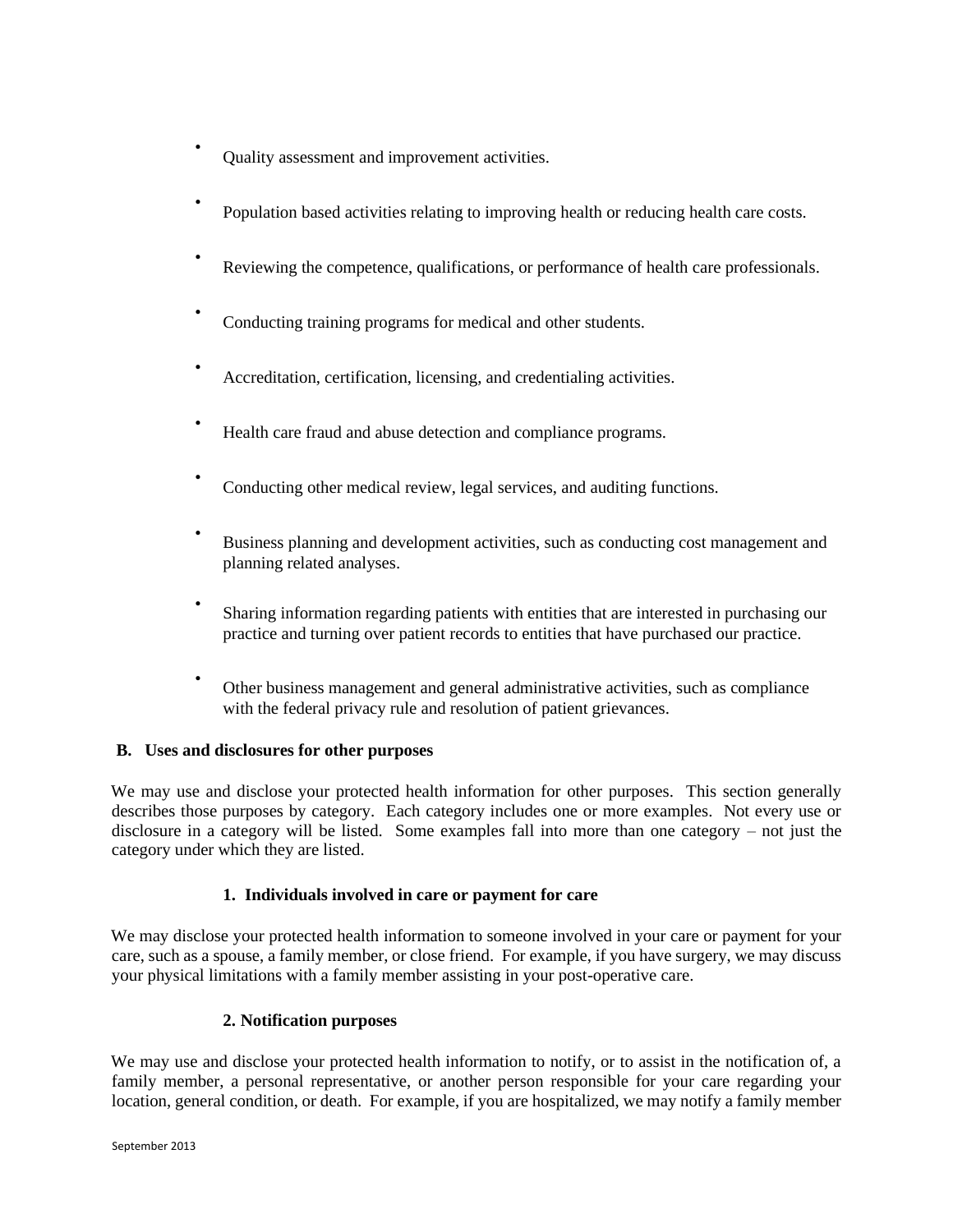- Quality assessment and improvement activities.
- Population based activities relating to improving health or reducing health care costs.
- Reviewing the competence, qualifications, or performance of health care professionals.
- Conducting training programs for medical and other students.
- Accreditation, certification, licensing, and credentialing activities.
- Health care fraud and abuse detection and compliance programs.
- Conducting other medical review, legal services, and auditing functions.
- Business planning and development activities, such as conducting cost management and planning related analyses.
- Sharing information regarding patients with entities that are interested in purchasing our practice and turning over patient records to entities that have purchased our practice.
- Other business management and general administrative activities, such as compliance with the federal privacy rule and resolution of patient grievances.

### B. Uses and disclosures for other purposes

We may use and disclose your protected health information for other purposes. This section generally describes those purposes by category. Each category includes one or more examples. Not every use or disclosure in a category will be listed. Some examples fall into more than one category – not just the category under which they are listed.

#### 1. Individuals involved in care or payment for care

We may disclose your protected health information to someone involved in your care or payment for your care, such as a spouse, a family member, or close friend. For example, if you have surgery, we may discuss your physical limitations with a family member assisting in your post-operative care.

#### 2. Notification purposes

We may use and disclose your protected health information to notify, or to assist in the notification of, a family member, a personal representative, or another person responsible for your care regarding your location, general condition, or death. For example, if you are hospitalized, we may notify a family member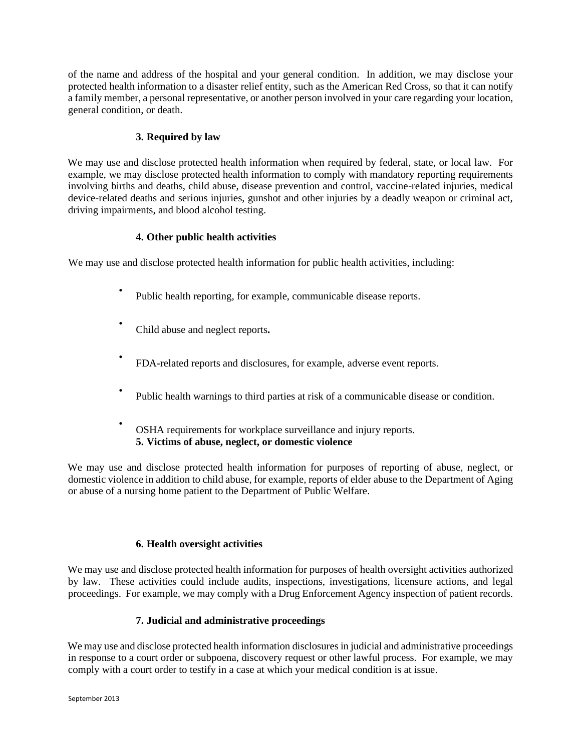of the name and address of the hospital and your general condition. In addition, we may disclose your protected health information to a disaster relief entity, such as the American Red Cross, so that it can notify a family member, a personal representative, or another person involved in your care regarding your location, general condition, or death.

### 3. Required by law

We may use and disclose protected health information when required by federal, state, or local law. For example, we may disclose protected health information to comply with mandatory reporting requirements involving births and deaths, child abuse, disease prevention and control, vaccine-related injuries, medical device-related deaths and serious injuries, gunshot and other injuries by a deadly weapon or criminal act, driving impairments, and blood alcohol testing.

### 4. Other public health activities

We may use and disclose protected health information for public health activities, including:

- Public health reporting, for example, communicable disease reports.
- Child abuse and neglect reports**.**
- FDA-related reports and disclosures, for example, adverse event reports.
- Public health warnings to third parties at risk of a communicable disease or condition.
- OSHA requirements for workplace surveillance and injury reports.

### 5. Victims of abuse, neglect, or domestic violence

We may use and disclose protected health information for purposes of reporting of abuse, neglect, or domestic violence in addition to child abuse, for example, reports of elder abuse to the Department of Aging or abuse of a nursing home patient to the Department of Public Welfare.

### 6. Health oversight activities

We may use and disclose protected health information for purposes of health oversight activities authorized by law. These activities could include audits, inspections, investigations, licensure actions, and legal proceedings. For example, we may comply with a Drug Enforcement Agency inspection of patient records.

### 7. Judicial and administrative proceedings

We may use and disclose protected health information disclosures in judicial and administrative proceedings in response to a court order or subpoena, discovery request or other lawful process. For example, we may comply with a court order to testify in a case at which your medical condition is at issue.

September 2013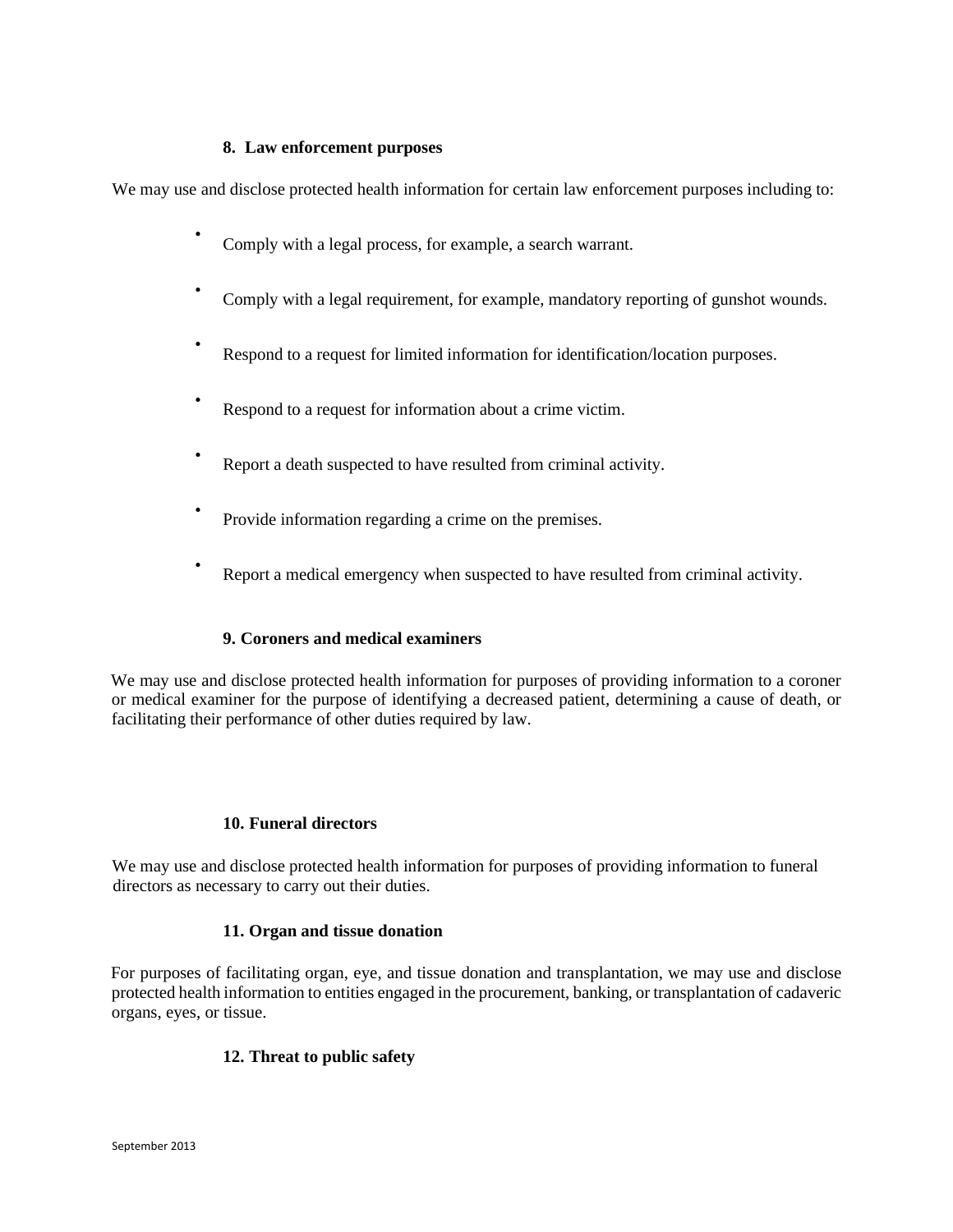### 8. Law enforcement purposes

We may use and disclose protected health information for certain law enforcement purposes including to:

- Comply with a legal process, for example, a search warrant.
- Comply with a legal requirement, for example, mandatory reporting of gunshot wounds.
- Respond to a request for limited information for identification/location purposes.
- Respond to a request for information about a crime victim.
- Report a death suspected to have resulted from criminal activity.
- Provide information regarding a crime on the premises.
- Report a medical emergency when suspected to have resulted from criminal activity.

### 9. Coroners and medical examiners

We may use and disclose protected health information for purposes of providing information to a coroner or medical examiner for the purpose of identifying a decreased patient, determining a cause of death, or facilitating their performance of other duties required by law.

### 10. Funeral directors

We may use and disclose protected health information for purposes of providing information to funeral directors as necessary to carry out their duties.

### 11. Organ and tissue donation

For purposes of facilitating organ, eye, and tissue donation and transplantation, we may use and disclose protected health information to entities engaged in the procurement, banking, or transplantation of cadaveric organs, eyes, or tissue.

### 12. Threat to public safety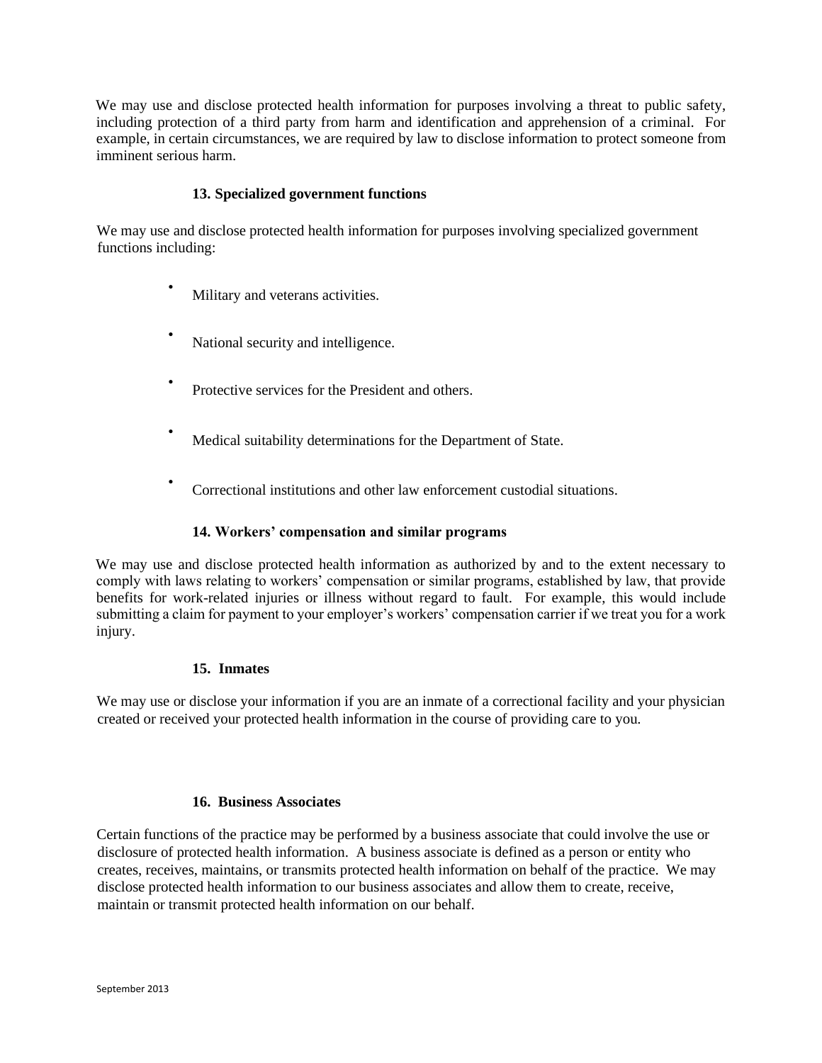We may use and disclose protected health information for purposes involving a threat to public safety, including protection of a third party from harm and identification and apprehension of a criminal. For example, in certain circumstances, we are required by law to disclose information to protect someone from imminent serious harm.

### 13. Specialized government functions

We may use and disclose protected health information for purposes involving specialized government functions including:

- Military and veterans activities.
- National security and intelligence.
- Protective services for the President and others.
- Medical suitability determinations for the Department of State.
- Correctional institutions and other law enforcement custodial situations.

### 14. Workers' compensation and similar programs

We may use and disclose protected health information as authorized by and to the extent necessary to comply with laws relating to workers' compensation or similar programs, established by law, that provide benefits for work-related injuries or illness without regard to fault. For example, this would include submitting a claim for payment to your employer's workers' compensation carrier if we treat you for a work injury.

### 15. Inmates

We may use or disclose your information if you are an inmate of a correctional facility and your physician created or received your protected health information in the course of providing care to you.

### 16. Business Associates

Certain functions of the practice may be performed by a business associate that could involve the use or disclosure of protected health information. A business associate is defined as a person or entity who creates, receives, maintains, or transmits protected health information on behalf of the practice. We may disclose protected health information to our business associates and allow them to create, receive, maintain or transmit protected health information on our behalf.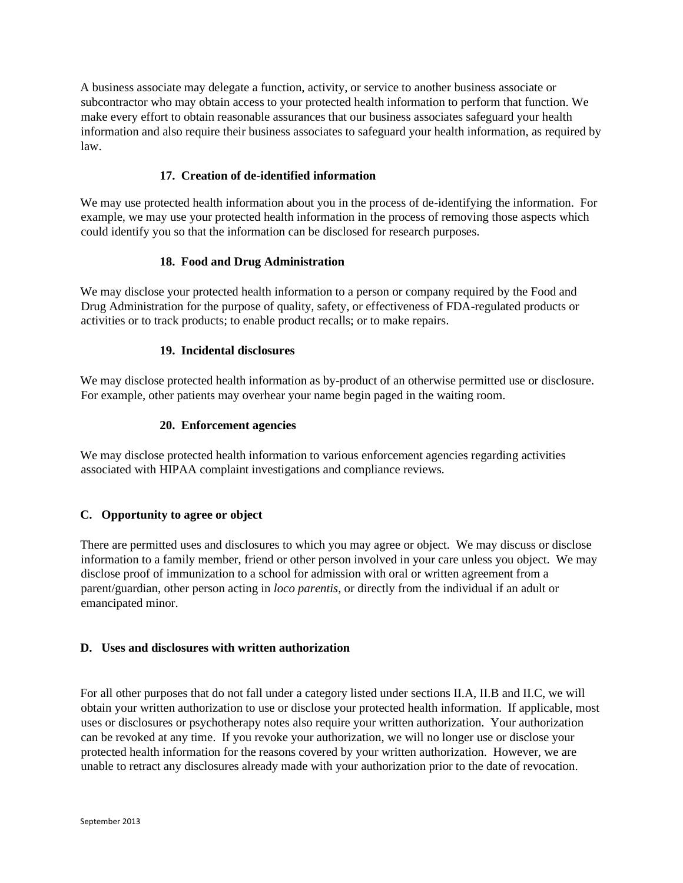A business associate may delegate a function, activity, or service to another business associate or subcontractor who may obtain access to your protected health information to perform that function. We make every effort to obtain reasonable assurances that our business associates safeguard your health information and also require their business associates to safeguard your health information, as required by law.

#### 17. Creation of de-identified information

We may use protected health information about you in the process of de-identifying the information. For example, we may use your protected health information in the process of removing those aspects which could identify you so that the information can be disclosed for research purposes.

#### 18. Food and Drug Administration

We may disclose your protected health information to a person or company required by the Food and Drug Administration for the purpose of quality, safety, or effectiveness of FDA-regulated products or activities or to track products; to enable product recalls; or to make repairs.

#### 19. Incidental disclosures

We may disclose protected health information as by-product of an otherwise permitted use or disclosure. For example, other patients may overhear your name begin paged in the waiting room.

#### 20. Enforcement agencies

We may disclose protected health information to various enforcement agencies regarding activities associated with HIPAA complaint investigations and compliance reviews.

### C. Opportunity to agree or object

There are permitted uses and disclosures to which you may agree or object. We may discuss or disclose information to a family member, friend or other person involved in your care unless you object. We may disclose proof of immunization to a school for admission with oral or written agreement from a parent/guardian, other person acting in *loco parentis*, or directly from the individual if an adult or emancipated minor.

### D. Uses and disclosures with written authorization

For all other purposes that do not fall under a category listed under sections II.A, II.B and II.C, we will obtain your written authorization to use or disclose your protected health information. If applicable, most uses or disclosures or psychotherapy notes also require your written authorization. Your authorization can be revoked at any time. If you revoke your authorization, we will no longer use or disclose your protected health information for the reasons covered by your written authorization. However, we are unable to retract any disclosures already made with your authorization prior to the date of revocation.

September 2013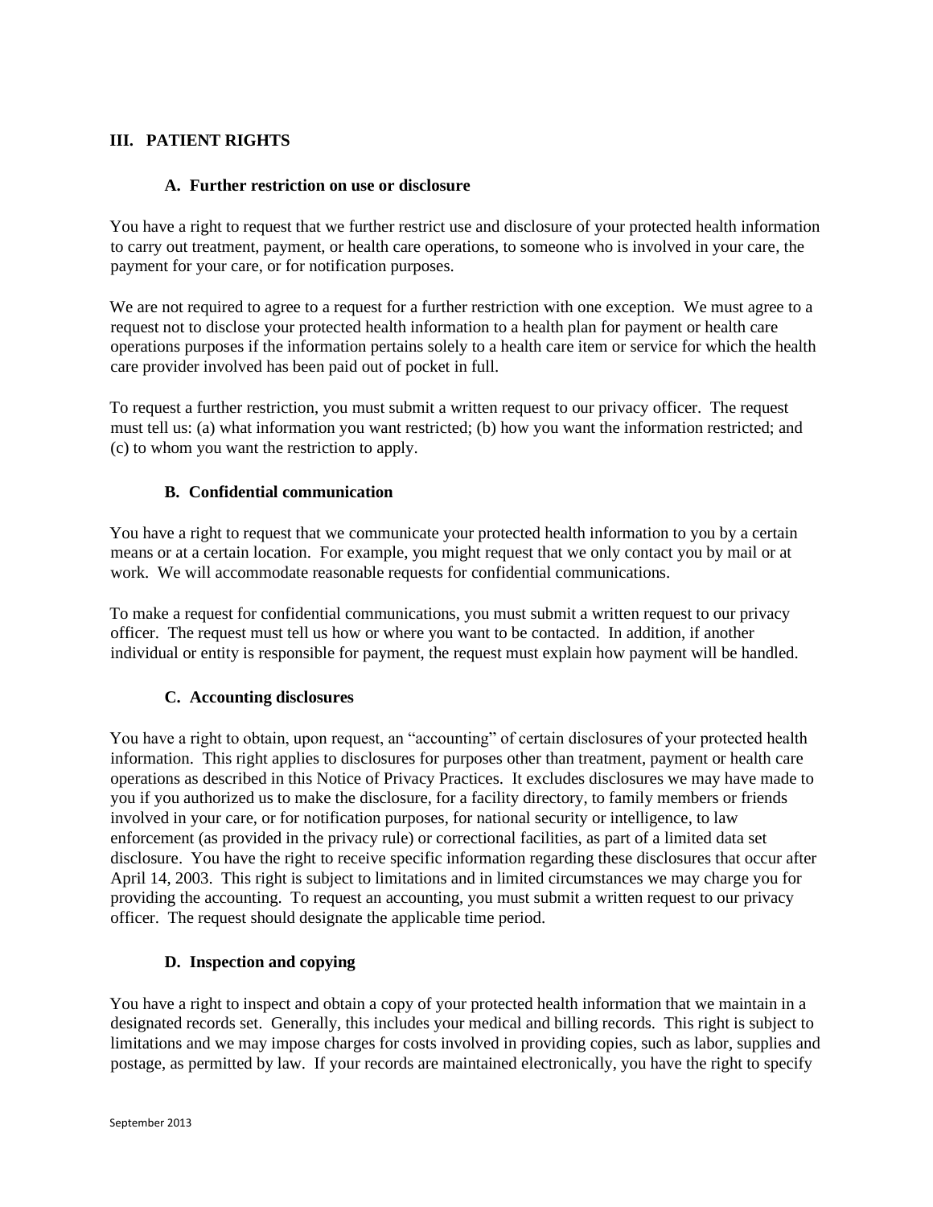## III. PATIENT RIGHTS

### A. Further restriction on use or disclosure

You have a right to request that we further restrict use and disclosure of your protected health information to carry out treatment, payment, or health care operations, to someone who is involved in your care, the payment for your care, or for notification purposes.

We are not required to agree to a request for a further restriction with one exception. We must agree to a request not to disclose your protected health information to a health plan for payment or health care operations purposes if the information pertains solely to a health care item or service for which the health care provider involved has been paid out of pocket in full.

To request a further restriction, you must submit a written request to our privacy officer. The request must tell us: (a) what information you want restricted; (b) how you want the information restricted; and (c) to whom you want the restriction to apply.

### B. Confidential communication

You have a right to request that we communicate your protected health information to you by a certain means or at a certain location. For example, you might request that we only contact you by mail or at work. We will accommodate reasonable requests for confidential communications.

To make a request for confidential communications, you must submit a written request to our privacy officer. The request must tell us how or where you want to be contacted. In addition, if another individual or entity is responsible for payment, the request must explain how payment will be handled.

### C. Accounting disclosures

You have a right to obtain, upon request, an "accounting" of certain disclosures of your protected health information. This right applies to disclosures for purposes other than treatment, payment or health care operations as described in this Notice of Privacy Practices. It excludes disclosures we may have made to you if you authorized us to make the disclosure, for a facility directory, to family members or friends involved in your care, or for notification purposes, for national security or intelligence, to law enforcement (as provided in the privacy rule) or correctional facilities, as part of a limited data set disclosure. You have the right to receive specific information regarding these disclosures that occur after April 14, 2003. This right is subject to limitations and in limited circumstances we may charge you for providing the accounting. To request an accounting, you must submit a written request to our privacy officer. The request should designate the applicable time period.

### D. Inspection and copying

You have a right to inspect and obtain a copy of your protected health information that we maintain in a designated records set. Generally, this includes your medical and billing records. This right is subject to limitations and we may impose charges for costs involved in providing copies, such as labor, supplies and postage, as permitted by law. If your records are maintained electronically, you have the right to specify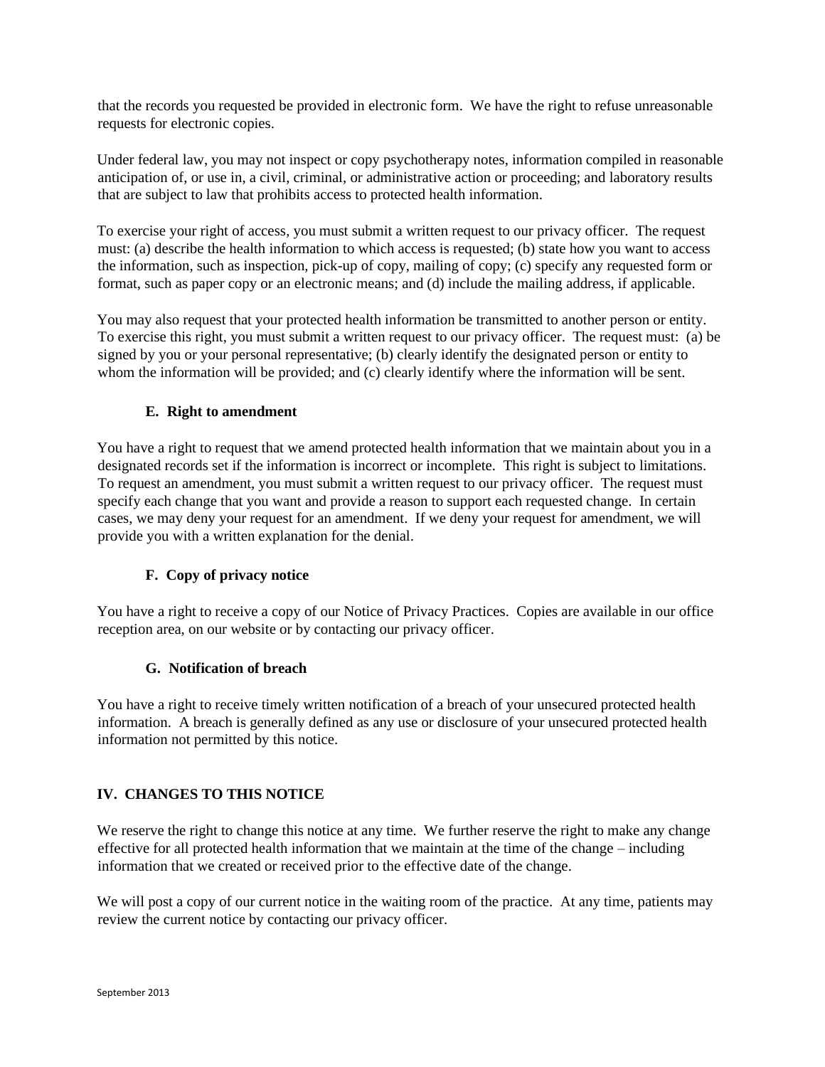that the records you requested be provided in electronic form. We have the right to refuse unreasonable requests for electronic copies.

Under federal law, you may not inspect or copy psychotherapy notes, information compiled in reasonable anticipation of, or use in, a civil, criminal, or administrative action or proceeding; and laboratory results that are subject to law that prohibits access to protected health information.

To exercise your right of access, you must submit a written request to our privacy officer. The request must: (a) describe the health information to which access is requested; (b) state how you want to access the information, such as inspection, pick-up of copy, mailing of copy; (c) specify any requested form or format, such as paper copy or an electronic means; and (d) include the mailing address, if applicable.

You may also request that your protected health information be transmitted to another person or entity. To exercise this right, you must submit a written request to our privacy officer. The request must: (a) be signed by you or your personal representative; (b) clearly identify the designated person or entity to whom the information will be provided; and (c) clearly identify where the information will be sent.

### E. Right to amendment

You have a right to request that we amend protected health information that we maintain about you in a designated records set if the information is incorrect or incomplete. This right is subject to limitations. To request an amendment, you must submit a written request to our privacy officer. The request must specify each change that you want and provide a reason to support each requested change. In certain cases, we may deny your request for an amendment. If we deny your request for amendment, we will provide you with a written explanation for the denial.

### F. Copy of privacy notice

You have a right to receive a copy of our Notice of Privacy Practices. Copies are available in our office reception area, on our website or by contacting our privacy officer.

### G. Notification of breach

You have a right to receive timely written notification of a breach of your unsecured protected health information. A breach is generally defined as any use or disclosure of your unsecured protected health information not permitted by this notice.

## IV. CHANGES TO THIS NOTICE

We reserve the right to change this notice at any time. We further reserve the right to make any change effective for all protected health information that we maintain at the time of the change – including information that we created or received prior to the effective date of the change.

We will post a copy of our current notice in the waiting room of the practice. At any time, patients may review the current notice by contacting our privacy officer.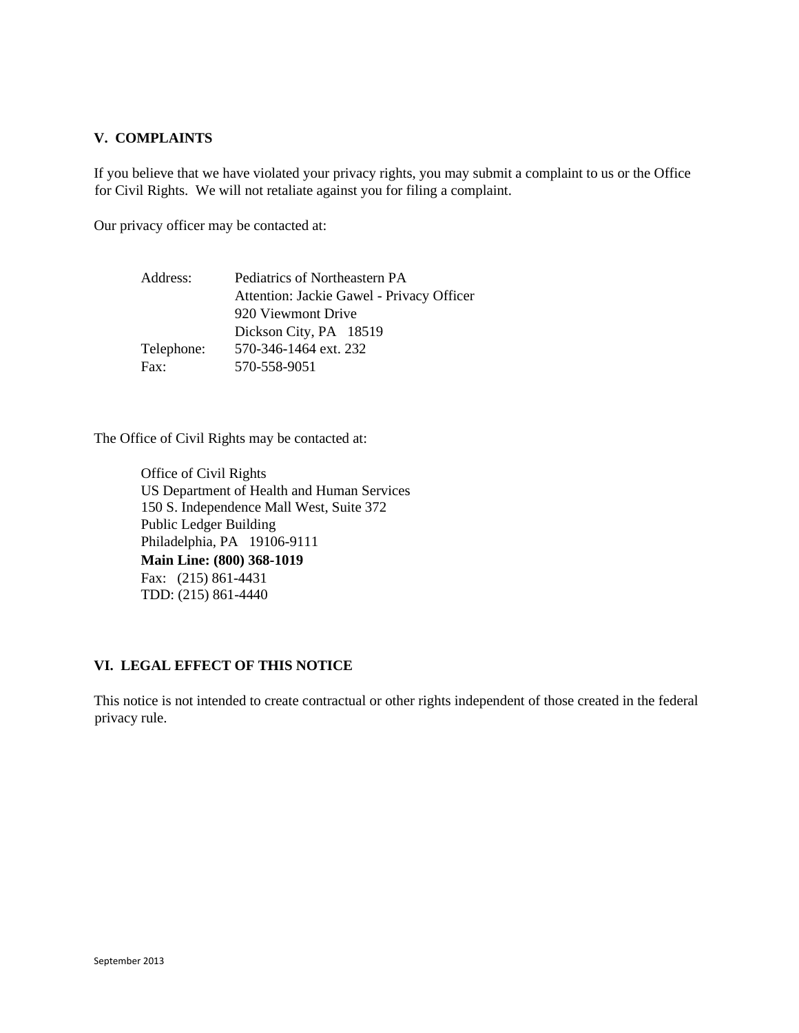## V. COMPLAINTS

If you believe that we have violated your privacy rights, you may submit a complaint to us or the Office for Civil Rights. We will not retaliate against you for filing a complaint.

Our privacy officer may be contacted at:

| | |
|---|---|
| Address: | Pediatrics of Northeastern PA<br>Attention: Jackie Gawel - Privacy Officer<br>920 Viewmont Drive<br>Dickson City, PA 18519 |
| Telephone: | 570-346-1464 ext. 232 |
| Fax: | 570-558-9051 |

The Office of Civil Rights may be contacted at:

Office of Civil Rights
US Department of Health and Human Services
150 S. Independence Mall West, Suite 372
Public Ledger Building
Philadelphia, PA 19106-9111
**Main Line: (800) 368-1019**
Fax: (215) 861-4431
TDD: (215) 861-4440

## VI. LEGAL EFFECT OF THIS NOTICE

This notice is not intended to create contractual or other rights independent of those created in the federal privacy rule.

September 2013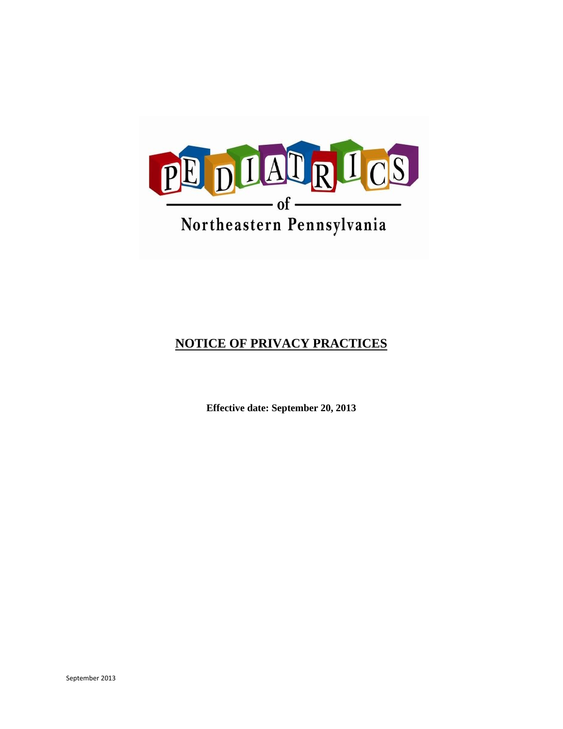PEDIATRICS

of

Northeastern Pennsylvania

# NOTICE OF PRIVACY PRACTICES

**Effective date: September 20, 2013**